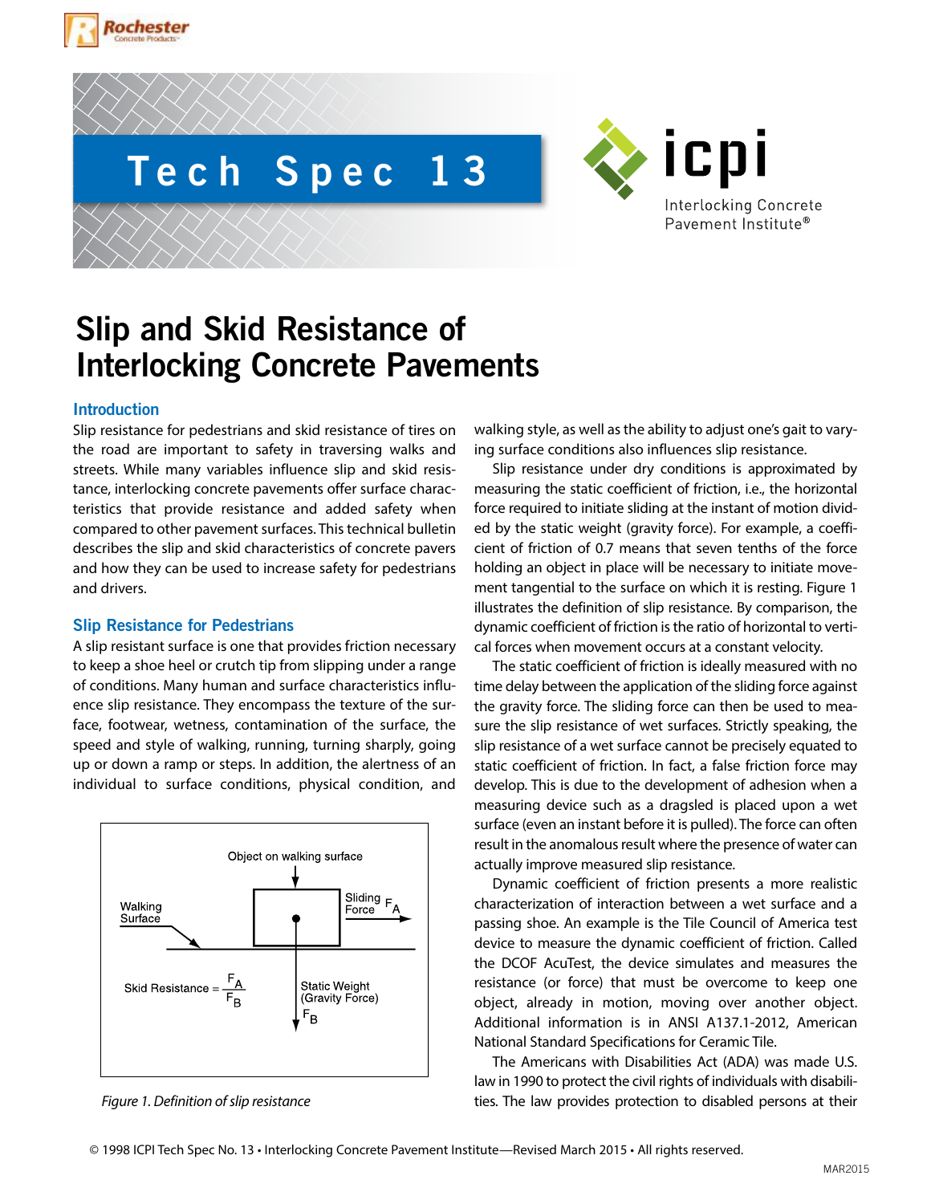Tech Spec 13

# Slip and Skid Resistance of Interlocking Concrete Pavements

## Introduction

Slip resistance for pedestrians and skid resistance of tires on the road are important to safety in traversing walks and streets. While many variables influence slip and skid resistance, interlocking concrete pavements offer surface characteristics that provide resistance and added safety when compared to other pavement surfaces. This technical bulletin describes the slip and skid characteristics of concrete pavers and how they can be used to increase safety for pedestrians and drivers.

## Slip Resistance for Pedestrians

A slip resistant surface is one that provides friction necessary to keep a shoe heel or crutch tip from slipping under a range of conditions. Many human and surface characteristics influence slip resistance. They encompass the texture of the surface, footwear, wetness, contamination of the surface, the speed and style of walking, running, turning sharply, going up or down a ramp or steps. In addition, the alertness of an individual to surface conditions, physical condition, and walking style, as well as the ability to adjust one's gait to varying surface conditions also influences slip resistance.

Object on walking surface

Walking Surface

Sliding Force $F_A$

Skid Resistance $= \frac{F_A}{F_B}$

Static Weight (Gravity Force) $F_B$

*Figure 1. Definition of slip resistance*

Slip resistance under dry conditions is approximated by measuring the static coefficient of friction, i.e., the horizontal force required to initiate sliding at the instant of motion divided by the static weight (gravity force). For example, a coefficient of friction of 0.7 means that seven tenths of the force holding an object in place will be necessary to initiate movement tangential to the surface on which it is resting. Figure 1 illustrates the definition of slip resistance. By comparison, the dynamic coefficient of friction is the ratio of horizontal to vertical forces when movement occurs at a constant velocity.

The static coefficient of friction is ideally measured with no time delay between the application of the sliding force against the gravity force. The sliding force can then be used to measure the slip resistance of wet surfaces. Strictly speaking, the slip resistance of a wet surface cannot be precisely equated to static coefficient of friction. In fact, a false friction force may develop. This is due to the development of adhesion when a measuring device such as a dragsled is placed upon a wet surface (even an instant before it is pulled). The force can often result in the anomalous result where the presence of water can actually improve measured slip resistance.

Dynamic coefficient of friction presents a more realistic characterization of interaction between a wet surface and a passing shoe. An example is the Tile Council of America test device to measure the dynamic coefficient of friction. Called the DCOF AcuTest, the device simulates and measures the resistance (or force) that must be overcome to keep one object, already in motion, moving over another object. Additional information is in ANSI A137.1-2012, American National Standard Specifications for Ceramic Tile.

The Americans with Disabilities Act (ADA) was made U.S. law in 1990 to protect the civil rights of individuals with disabilities. The law provides protection to disabled persons at their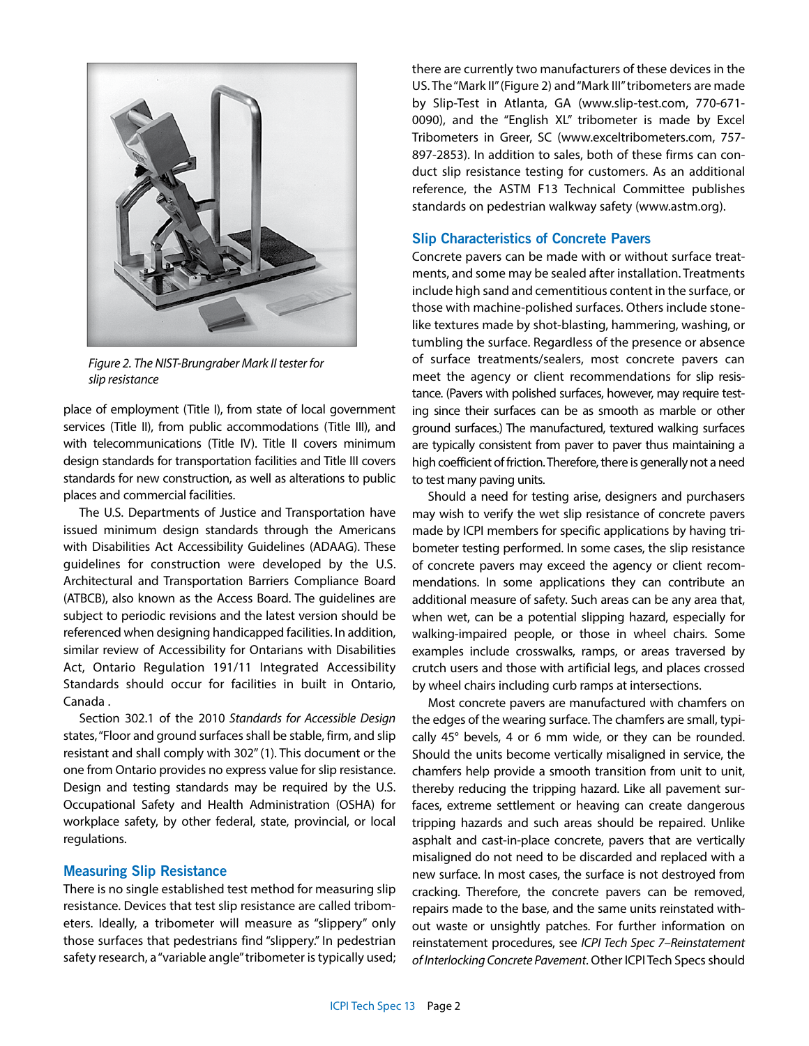*Figure 2. The NIST-Brungraber Mark II tester for slip resistance*

place of employment (Title I), from state of local government services (Title II), from public accommodations (Title III), and with telecommunications (Title IV). Title II covers minimum design standards for transportation facilities and Title III covers standards for new construction, as well as alterations to public places and commercial facilities.

The U.S. Departments of Justice and Transportation have issued minimum design standards through the Americans with Disabilities Act Accessibility Guidelines (ADAAG). These guidelines for construction were developed by the U.S. Architectural and Transportation Barriers Compliance Board (ATBCB), also known as the Access Board. The guidelines are subject to periodic revisions and the latest version should be referenced when designing handicapped facilities. In addition, similar review of Accessibility for Ontarians with Disabilities Act, Ontario Regulation 191/11 Integrated Accessibility Standards should occur for facilities in built in Ontario, Canada .

Section 302.1 of the 2010 *Standards for Accessible Design* states, "Floor and ground surfaces shall be stable, firm, and slip resistant and shall comply with 302" (1). This document or the one from Ontario provides no express value for slip resistance. Design and testing standards may be required by the U.S. Occupational Safety and Health Administration (OSHA) for workplace safety, by other federal, state, provincial, or local regulations.

## Measuring Slip Resistance

There is no single established test method for measuring slip resistance. Devices that test slip resistance are called tribometers. Ideally, a tribometer will measure as "slippery" only those surfaces that pedestrians find "slippery." In pedestrian safety research, a "variable angle" tribometer is typically used; there are currently two manufacturers of these devices in the US. The "Mark II" (Figure 2) and "Mark III" tribometers are made by Slip-Test in Atlanta, GA (www.slip-test.com, 770-671-0090), and the "English XL" tribometer is made by Excel Tribometers in Greer, SC (www.exceltribometers.com, 757-897-2853). In addition to sales, both of these firms can conduct slip resistance testing for customers. As an additional reference, the ASTM F13 Technical Committee publishes standards on pedestrian walkway safety (www.astm.org).

## Slip Characteristics of Concrete Pavers

Concrete pavers can be made with or without surface treatments, and some may be sealed after installation. Treatments include high sand and cementitious content in the surface, or those with machine-polished surfaces. Others include stone-like textures made by shot-blasting, hammering, washing, or tumbling the surface. Regardless of the presence or absence of surface treatments/sealers, most concrete pavers can meet the agency or client recommendations for slip resistance. (Pavers with polished surfaces, however, may require testing since their surfaces can be as smooth as marble or other ground surfaces.) The manufactured, textured walking surfaces are typically consistent from paver to paver thus maintaining a high coefficient of friction. Therefore, there is generally not a need to test many paving units.

Should a need for testing arise, designers and purchasers may wish to verify the wet slip resistance of concrete pavers made by ICPI members for specific applications by having tribometer testing performed. In some cases, the slip resistance of concrete pavers may exceed the agency or client recommendations. In some applications they can contribute an additional measure of safety. Such areas can be any area that, when wet, can be a potential slipping hazard, especially for walking-impaired people, or those in wheel chairs. Some examples include crosswalks, ramps, or areas traversed by crutch users and those with artificial legs, and places crossed by wheel chairs including curb ramps at intersections.

Most concrete pavers are manufactured with chamfers on the edges of the wearing surface. The chamfers are small, typically 45° bevels, 4 or 6 mm wide, or they can be rounded. Should the units become vertically misaligned in service, the chamfers help provide a smooth transition from unit to unit, thereby reducing the tripping hazard. Like all pavement surfaces, extreme settlement or heaving can create dangerous tripping hazards and such areas should be repaired. Unlike asphalt and cast-in-place concrete, pavers that are vertically misaligned do not need to be discarded and replaced with a new surface. In most cases, the surface is not destroyed from cracking. Therefore, the concrete pavers can be removed, repairs made to the base, and the same units reinstated without waste or unsightly patches. For further information on reinstatement procedures, see *ICPI Tech Spec 7–Reinstatement of Interlocking Concrete Pavement*. Other ICPI Tech Specs should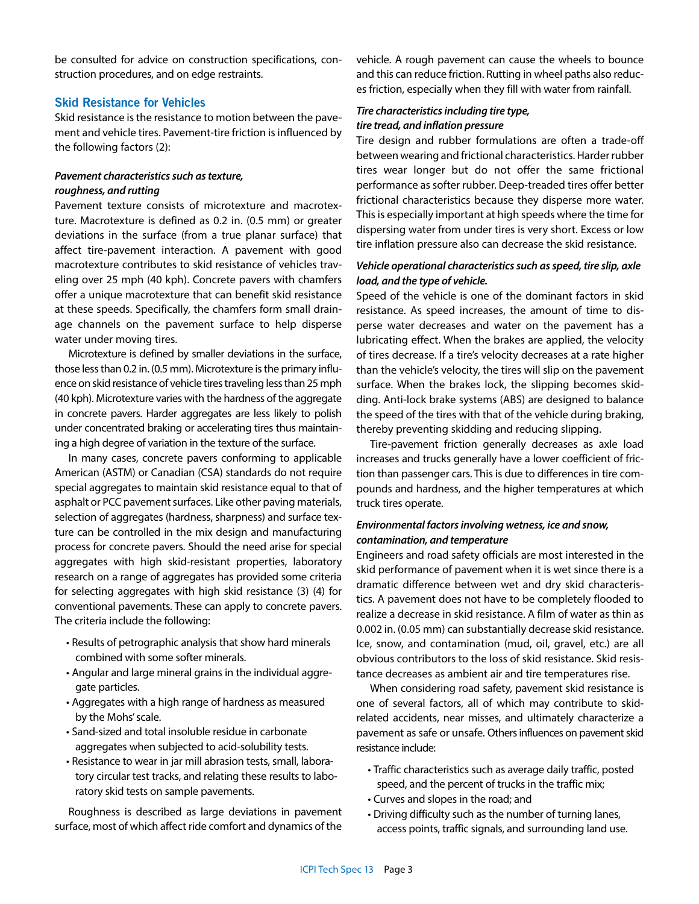be consulted for advice on construction specifications, construction procedures, and on edge restraints.

## Skid Resistance for Vehicles

Skid resistance is the resistance to motion between the pavement and vehicle tires. Pavement-tire friction is influenced by the following factors (2):

### *Pavement characteristics such as texture, roughness, and rutting*

Pavement texture consists of microtexture and macrotexture. Macrotexture is defined as 0.2 in. (0.5 mm) or greater deviations in the surface (from a true planar surface) that affect tire-pavement interaction. A pavement with good macrotexture contributes to skid resistance of vehicles traveling over 25 mph (40 kph). Concrete pavers with chamfers offer a unique macrotexture that can benefit skid resistance at these speeds. Specifically, the chamfers form small drainage channels on the pavement surface to help disperse water under moving tires.

Microtexture is defined by smaller deviations in the surface, those less than 0.2 in. (0.5 mm). Microtexture is the primary influence on skid resistance of vehicle tires traveling less than 25 mph (40 kph). Microtexture varies with the hardness of the aggregate in concrete pavers. Harder aggregates are less likely to polish under concentrated braking or accelerating tires thus maintaining a high degree of variation in the texture of the surface.

In many cases, concrete pavers conforming to applicable American (ASTM) or Canadian (CSA) standards do not require special aggregates to maintain skid resistance equal to that of asphalt or PCC pavement surfaces. Like other paving materials, selection of aggregates (hardness, sharpness) and surface texture can be controlled in the mix design and manufacturing process for concrete pavers. Should the need arise for special aggregates with high skid-resistant properties, laboratory research on a range of aggregates has provided some criteria for selecting aggregates with high skid resistance (3) (4) for conventional pavements. These can apply to concrete pavers. The criteria include the following:

- Results of petrographic analysis that show hard minerals combined with some softer minerals.
- Angular and large mineral grains in the individual aggregate particles.
- Aggregates with a high range of hardness as measured by the Mohs' scale.
- Sand-sized and total insoluble residue in carbonate aggregates when subjected to acid-solubility tests.
- Resistance to wear in jar mill abrasion tests, small, laboratory circular test tracks, and relating these results to laboratory skid tests on sample pavements.

Roughness is described as large deviations in pavement surface, most of which affect ride comfort and dynamics of the vehicle. A rough pavement can cause the wheels to bounce and this can reduce friction. Rutting in wheel paths also reduces friction, especially when they fill with water from rainfall.

### *Tire characteristics including tire type, tire tread, and inflation pressure*

Tire design and rubber formulations are often a trade-off between wearing and frictional characteristics. Harder rubber tires wear longer but do not offer the same frictional performance as softer rubber. Deep-treaded tires offer better frictional characteristics because they disperse more water. This is especially important at high speeds where the time for dispersing water from under tires is very short. Excess or low tire inflation pressure also can decrease the skid resistance.

### *Vehicle operational characteristics such as speed, tire slip, axle load, and the type of vehicle.*

Speed of the vehicle is one of the dominant factors in skid resistance. As speed increases, the amount of time to disperse water decreases and water on the pavement has a lubricating effect. When the brakes are applied, the velocity of tires decrease. If a tire's velocity decreases at a rate higher than the vehicle's velocity, the tires will slip on the pavement surface. When the brakes lock, the slipping becomes skidding. Anti-lock brake systems (ABS) are designed to balance the speed of the tires with that of the vehicle during braking, thereby preventing skidding and reducing slipping.

Tire-pavement friction generally decreases as axle load increases and trucks generally have a lower coefficient of friction than passenger cars. This is due to differences in tire compounds and hardness, and the higher temperatures at which truck tires operate.

### *Environmental factors involving wetness, ice and snow, contamination, and temperature*

Engineers and road safety officials are most interested in the skid performance of pavement when it is wet since there is a dramatic difference between wet and dry skid characteristics. A pavement does not have to be completely flooded to realize a decrease in skid resistance. A film of water as thin as 0.002 in. (0.05 mm) can substantially decrease skid resistance. Ice, snow, and contamination (mud, oil, gravel, etc.) are all obvious contributors to the loss of skid resistance. Skid resistance decreases as ambient air and tire temperatures rise.

When considering road safety, pavement skid resistance is one of several factors, all of which may contribute to skid-related accidents, near misses, and ultimately characterize a pavement as safe or unsafe. Others influences on pavement skid resistance include:

- Traffic characteristics such as average daily traffic, posted speed, and the percent of trucks in the traffic mix;
- Curves and slopes in the road; and
- Driving difficulty such as the number of turning lanes, access points, traffic signals, and surrounding land use.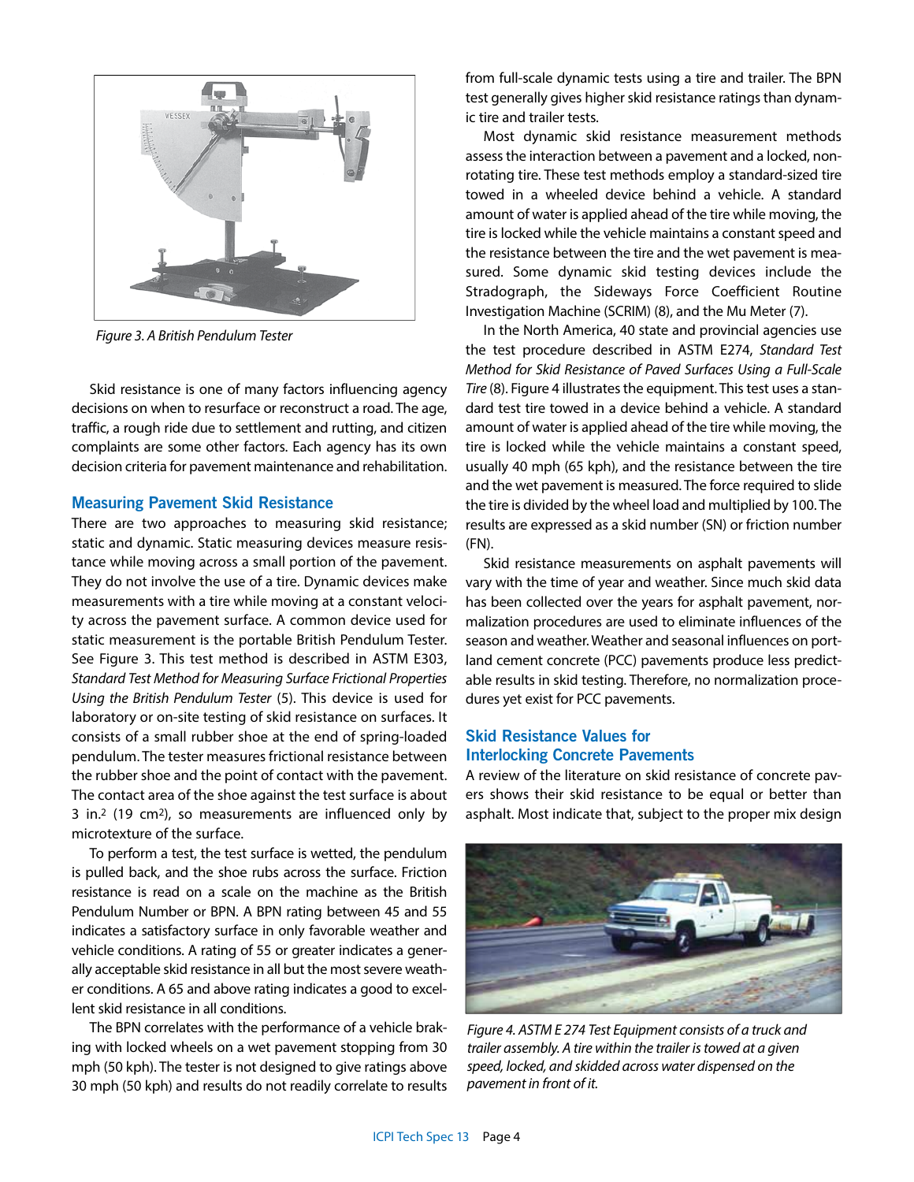*Figure 3. A British Pendulum Tester*

Skid resistance is one of many factors influencing agency decisions on when to resurface or reconstruct a road. The age, traffic, a rough ride due to settlement and rutting, and citizen complaints are some other factors. Each agency has its own decision criteria for pavement maintenance and rehabilitation.

## Measuring Pavement Skid Resistance

There are two approaches to measuring skid resistance; static and dynamic. Static measuring devices measure resistance while moving across a small portion of the pavement. They do not involve the use of a tire. Dynamic devices make measurements with a tire while moving at a constant velocity across the pavement surface. A common device used for static measurement is the portable British Pendulum Tester. See Figure 3. This test method is described in ASTM E303, *Standard Test Method for Measuring Surface Frictional Properties Using the British Pendulum Tester* (5). This device is used for laboratory or on-site testing of skid resistance on surfaces. It consists of a small rubber shoe at the end of spring-loaded pendulum. The tester measures frictional resistance between the rubber shoe and the point of contact with the pavement. The contact area of the shoe against the test surface is about 3 in.$^2$ (19 cm$^2$), so measurements are influenced only by microtexture of the surface.

To perform a test, the test surface is wetted, the pendulum is pulled back, and the shoe rubs across the surface. Friction resistance is read on a scale on the machine as the British Pendulum Number or BPN. A BPN rating between 45 and 55 indicates a satisfactory surface in only favorable weather and vehicle conditions. A rating of 55 or greater indicates a generally acceptable skid resistance in all but the most severe weather conditions. A 65 and above rating indicates a good to excellent skid resistance in all conditions.

The BPN correlates with the performance of a vehicle braking with locked wheels on a wet pavement stopping from 30 mph (50 kph). The tester is not designed to give ratings above 30 mph (50 kph) and results do not readily correlate to results from full-scale dynamic tests using a tire and trailer. The BPN test generally gives higher skid resistance ratings than dynamic tire and trailer tests.

Most dynamic skid resistance measurement methods assess the interaction between a pavement and a locked, non-rotating tire. These test methods employ a standard-sized tire towed in a wheeled device behind a vehicle. A standard amount of water is applied ahead of the tire while moving, the tire is locked while the vehicle maintains a constant speed and the resistance between the tire and the wet pavement is measured. Some dynamic skid testing devices include the Stradograph, the Sideways Force Coefficient Routine Investigation Machine (SCRIM) (8), and the Mu Meter (7).

In the North America, 40 state and provincial agencies use the test procedure described in ASTM E274, *Standard Test Method for Skid Resistance of Paved Surfaces Using a Full-Scale Tire* (8). Figure 4 illustrates the equipment. This test uses a standard test tire towed in a device behind a vehicle. A standard amount of water is applied ahead of the tire while moving, the tire is locked while the vehicle maintains a constant speed, usually 40 mph (65 kph), and the resistance between the tire and the wet pavement is measured. The force required to slide the tire is divided by the wheel load and multiplied by 100. The results are expressed as a skid number (SN) or friction number (FN).

Skid resistance measurements on asphalt pavements will vary with the time of year and weather. Since much skid data has been collected over the years for asphalt pavement, normalization procedures are used to eliminate influences of the season and weather. Weather and seasonal influences on portland cement concrete (PCC) pavements produce less predictable results in skid testing. Therefore, no normalization procedures yet exist for PCC pavements.

## Skid Resistance Values for Interlocking Concrete Pavements

A review of the literature on skid resistance of concrete pavers shows their skid resistance to be equal or better than asphalt. Most indicate that, subject to the proper mix design

*Figure 4. ASTM E 274 Test Equipment consists of a truck and trailer assembly. A tire within the trailer is towed at a given speed, locked, and skidded across water dispensed on the pavement in front of it.*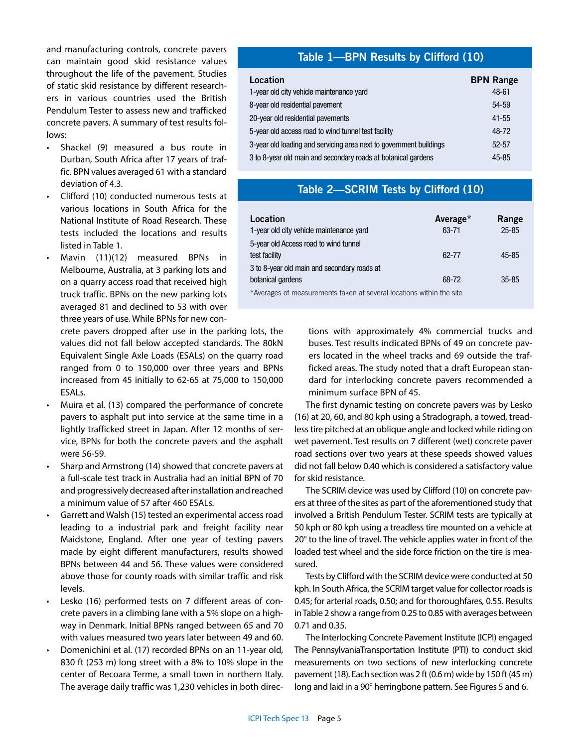and manufacturing controls, concrete pavers can maintain good skid resistance values throughout the life of the pavement. Studies of static skid resistance by different researchers in various countries used the British Pendulum Tester to assess new and trafficked concrete pavers. A summary of test results follows:

- Shackel (9) measured a bus route in Durban, South Africa after 17 years of traffic. BPN values averaged 61 with a standard deviation of 4.3.
- Clifford (10) conducted numerous tests at various locations in South Africa for the National Institute of Road Research. These tests included the locations and results listed in Table 1.
- Mavin (11)(12) measured BPNs in Melbourne, Australia, at 3 parking lots and on a quarry access road that received high truck traffic. BPNs on the new parking lots averaged 81 and declined to 53 with over three years of use. While BPNs for new concrete pavers dropped after use in the parking lots, the values did not fall below accepted standards. The 80kN Equivalent Single Axle Loads (ESALs) on the quarry road ranged from 0 to 150,000 over three years and BPNs increased from 45 initially to 62-65 at 75,000 to 150,000 ESALs.
- Muira et al. (13) compared the performance of concrete pavers to asphalt put into service at the same time in a lightly trafficked street in Japan. After 12 months of service, BPNs for both the concrete pavers and the asphalt were 56-59.
- Sharp and Armstrong (14) showed that concrete pavers at a full-scale test track in Australia had an initial BPN of 70 and progressively decreased after installation and reached a minimum value of 57 after 460 ESALs.
- Garrett and Walsh (15) tested an experimental access road leading to a industrial park and freight facility near Maidstone, England. After one year of testing pavers made by eight different manufacturers, results showed BPNs between 44 and 56. These values were considered above those for county roads with similar traffic and risk levels.
- Lesko (16) performed tests on 7 different areas of concrete pavers in a climbing lane with a 5% slope on a highway in Denmark. Initial BPNs ranged between 65 and 70 with values measured two years later between 49 and 60.
- Domenichini et al. (17) recorded BPNs on an 11-year old, 830 ft (253 m) long street with a 8% to 10% slope in the center of Recoara Terme, a small town in northern Italy. The average daily traffic was 1,230 vehicles in both directions with approximately 4% commercial trucks and buses. Test results indicated BPNs of 49 on concrete pavers located in the wheel tracks and 69 outside the trafficked areas. The study noted that a draft European standard for interlocking concrete pavers recommended a minimum surface BPN of 45.

**Table 1—BPN Results by Clifford (10)**

| Location | BPN Range |
|---|---|
| 1-year old city vehicle maintenance yard | 48-61 |
| 8-year old residential pavement | 54-59 |
| 20-year old residential pavements | 41-55 |
| 5-year old access road to wind tunnel test facility | 48-72 |
| 3-year old loading and servicing area next to government buildings | 52-57 |
| 3 to 8-year old main and secondary roads at botanical gardens | 45-85 |

**Table 2—SCRIM Tests by Clifford (10)**

| Location | Average* | Range |
|---|---|---|
| 1-year old city vehicle maintenance yard | 63-71 | 25-85 |
| 5-year old Access road to wind tunnel test facility | 62-77 | 45-85 |
| 3 to 8-year old main and secondary roads at botanical gardens | 68-72 | 35-85 |

*Averages of measurements taken at several locations within the site

The first dynamic testing on concrete pavers was by Lesko (16) at 20, 60, and 80 kph using a Stradograph, a towed, treadless tire pitched at an oblique angle and locked while riding on wet pavement. Test results on 7 different (wet) concrete paver road sections over two years at these speeds showed values did not fall below 0.40 which is considered a satisfactory value for skid resistance.

The SCRIM device was used by Clifford (10) on concrete pavers at three of the sites as part of the aforementioned study that involved a British Pendulum Tester. SCRIM tests are typically at 50 kph or 80 kph using a treadless tire mounted on a vehicle at 20° to the line of travel. The vehicle applies water in front of the loaded test wheel and the side force friction on the tire is measured.

Tests by Clifford with the SCRIM device were conducted at 50 kph. In South Africa, the SCRIM target value for collector roads is 0.45; for arterial roads, 0.50; and for thoroughfares, 0.55. Results in Table 2 show a range from 0.25 to 0.85 with averages between 0.71 and 0.35.

The Interlocking Concrete Pavement Institute (ICPI) engaged The PennsylvaniaTransportation Institute (PTI) to conduct skid measurements on two sections of new interlocking concrete pavement (18). Each section was 2 ft (0.6 m) wide by 150 ft (45 m) long and laid in a 90° herringbone pattern. See Figures 5 and 6.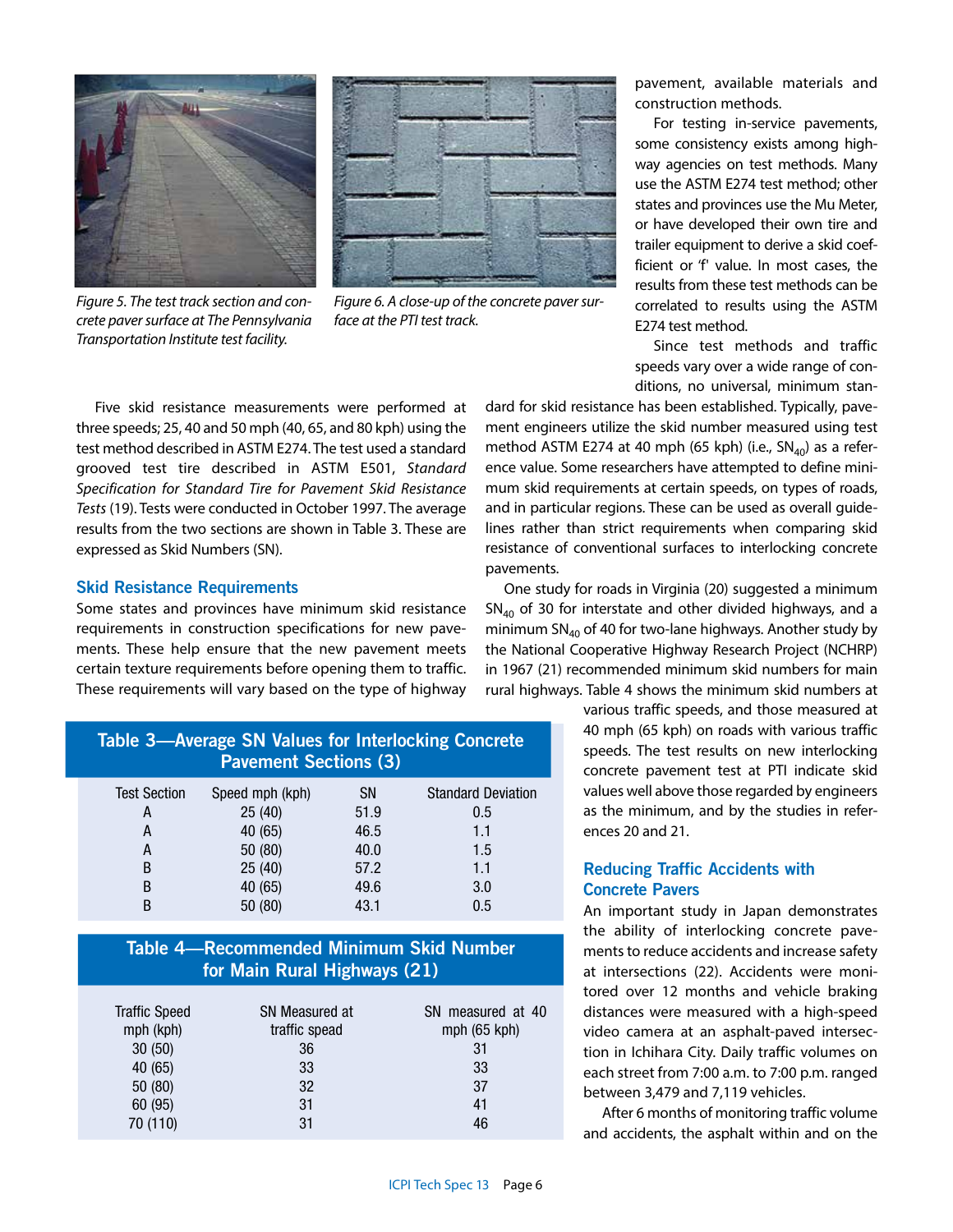Figure 5. The test track section and concrete paver surface at The Pennsylvania Transportation Institute test facility.

Figure 6. A close-up of the concrete paver surface at the PTI test track.

pavement, available materials and construction methods.

For testing in-service pavements, some consistency exists among highway agencies on test methods. Many use the ASTM E274 test method; other states and provinces use the Mu Meter, or have developed their own tire and trailer equipment to derive a skid coefficient or 'f' value. In most cases, the results from these test methods can be correlated to results using the ASTM E274 test method.

Since test methods and traffic speeds vary over a wide range of conditions, no universal, minimum standard for skid resistance has been established. Typically, pavement engineers utilize the skid number measured using test method ASTM E274 at 40 mph (65 kph) (i.e., $SN_{40}$) as a reference value. Some researchers have attempted to define minimum skid requirements at certain speeds, on types of roads, and in particular regions. These can be used as overall guidelines rather than strict requirements when comparing skid resistance of conventional surfaces to interlocking concrete pavements.

One study for roads in Virginia (20) suggested a minimum $SN_{40}$ of 30 for interstate and other divided highways, and a minimum $SN_{40}$ of 40 for two-lane highways. Another study by the National Cooperative Highway Research Project (NCHRP) in 1967 (21) recommended minimum skid numbers for main rural highways. Table 4 shows the minimum skid numbers at various traffic speeds, and those measured at 40 mph (65 kph) on roads with various traffic speeds. The test results on new interlocking concrete pavement test at PTI indicate skid values well above those regarded by engineers as the minimum, and by the studies in references 20 and 21.

Five skid resistance measurements were performed at three speeds; 25, 40 and 50 mph (40, 65, and 80 kph) using the test method described in ASTM E274. The test used a standard grooved test tire described in ASTM E501, *Standard Specification for Standard Tire for Pavement Skid Resistance Tests* (19). Tests were conducted in October 1997. The average results from the two sections are shown in Table 3. These are expressed as Skid Numbers (SN).

## Skid Resistance Requirements

Some states and provinces have minimum skid resistance requirements in construction specifications for new pavements. These help ensure that the new pavement meets certain texture requirements before opening them to traffic. These requirements will vary based on the type of highway

**Table 3—Average SN Values for Interlocking Concrete Pavement Sections (3)**

| Test Section | Speed mph (kph) | SN | Standard Deviation |
|---|---|---|---|
| A | 25 (40) | 51.9 | 0.5 |
| A | 40 (65) | 46.5 | 1.1 |
| A | 50 (80) | 40.0 | 1.5 |
| B | 25 (40) | 57.2 | 1.1 |
| B | 40 (65) | 49.6 | 3.0 |
| B | 50 (80) | 43.1 | 0.5 |

**Table 4—Recommended Minimum Skid Number for Main Rural Highways (21)**

| Traffic Speed mph (kph) | SN Measured at traffic spead | SN measured at 40 mph (65 kph) |
|---|---|---|
| 30 (50) | 36 | 31 |
| 40 (65) | 33 | 33 |
| 50 (80) | 32 | 37 |
| 60 (95) | 31 | 41 |
| 70 (110) | 31 | 46 |

## Reducing Traffic Accidents with Concrete Pavers

An important study in Japan demonstrates the ability of interlocking concrete pavements to reduce accidents and increase safety at intersections (22). Accidents were monitored over 12 months and vehicle braking distances were measured with a high-speed video camera at an asphalt-paved intersection in Ichihara City. Daily traffic volumes on each street from 7:00 a.m. to 7:00 p.m. ranged between 3,479 and 7,119 vehicles.

After 6 months of monitoring traffic volume and accidents, the asphalt within and on the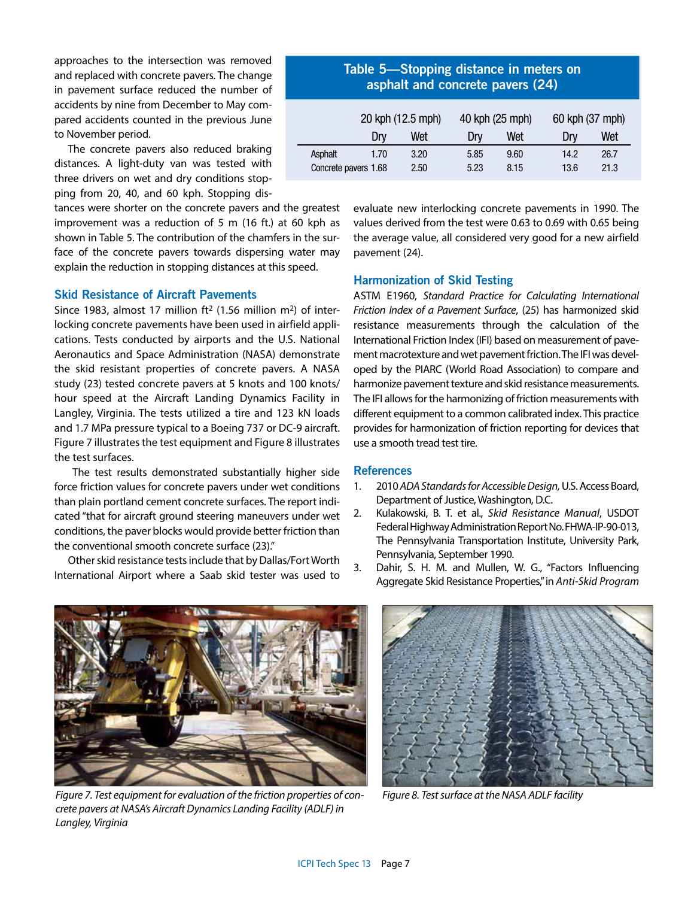approaches to the intersection was removed and replaced with concrete pavers. The change in pavement surface reduced the number of accidents by nine from December to May compared accidents counted in the previous June to November period.

The concrete pavers also reduced braking distances. A light-duty van was tested with three drivers on wet and dry conditions stopping from 20, 40, and 60 kph. Stopping distances were shorter on the concrete pavers and the greatest improvement was a reduction of 5 m (16 ft.) at 60 kph as shown in Table 5. The contribution of the chamfers in the surface of the concrete pavers towards dispersing water may explain the reduction in stopping distances at this speed.

**Table 5—Stopping distance in meters on asphalt and concrete pavers (24)**

| | 20 kph (12.5 mph) | | 40 kph (25 mph) | | 60 kph (37 mph) | |
|---|---|---|---|---|---|---|
| | Dry | Wet | Dry | Wet | Dry | Wet |
| Asphalt | 1.70 | 3.20 | 5.85 | 9.60 | 14.2 | 26.7 |
| Concrete pavers | 1.68 | 2.50 | 5.23 | 8.15 | 13.6 | 21.3 |

## Skid Resistance of Aircraft Pavements

Since 1983, almost 17 million ft$^2$ (1.56 million m$^2$) of interlocking concrete pavements have been used in airfield applications. Tests conducted by airports and the U.S. National Aeronautics and Space Administration (NASA) demonstrate the skid resistant properties of concrete pavers. A NASA study (23) tested concrete pavers at 5 knots and 100 knots/hour speed at the Aircraft Landing Dynamics Facility in Langley, Virginia. The tests utilized a tire and 123 kN loads and 1.7 MPa pressure typical to a Boeing 737 or DC-9 aircraft. Figure 7 illustrates the test equipment and Figure 8 illustrates the test surfaces.

The test results demonstrated substantially higher side force friction values for concrete pavers under wet conditions than plain portland cement concrete surfaces. The report indicated "that for aircraft ground steering maneuvers under wet conditions, the paver blocks would provide better friction than the conventional smooth concrete surface (23)."

Other skid resistance tests include that by Dallas/Fort Worth International Airport where a Saab skid tester was used to evaluate new interlocking concrete pavements in 1990. The values derived from the test were 0.63 to 0.69 with 0.65 being the average value, all considered very good for a new airfield pavement (24).

## Harmonization of Skid Testing

ASTM E1960, *Standard Practice for Calculating International Friction Index of a Pavement Surface*, (25) has harmonized skid resistance measurements through the calculation of the International Friction Index (IFI) based on measurement of pavement macrotexture and wet pavement friction. The IFI was developed by the PIARC (World Road Association) to compare and harmonize pavement texture and skid resistance measurements. The IFI allows for the harmonizing of friction measurements with different equipment to a common calibrated index. This practice provides for harmonization of friction reporting for devices that use a smooth tread test tire.

## References

1. 2010 *ADA Standards for Accessible Design,* U.S. Access Board, Department of Justice, Washington, D.C.
2. Kulakowski, B. T. et al., *Skid Resistance Manual*, USDOT Federal Highway Administration Report No. FHWA-IP-90-013, The Pennsylvania Transportation Institute, University Park, Pennsylvania, September 1990.
3. Dahir, S. H. M. and Mullen, W. G., "Factors Influencing Aggregate Skid Resistance Properties," in *Anti-Skid Program*

*Figure 7. Test equipment for evaluation of the friction properties of concrete pavers at NASA's Aircraft Dynamics Landing Facility (ADLF) in Langley, Virginia*

*Figure 8. Test surface at the NASA ADLF facility*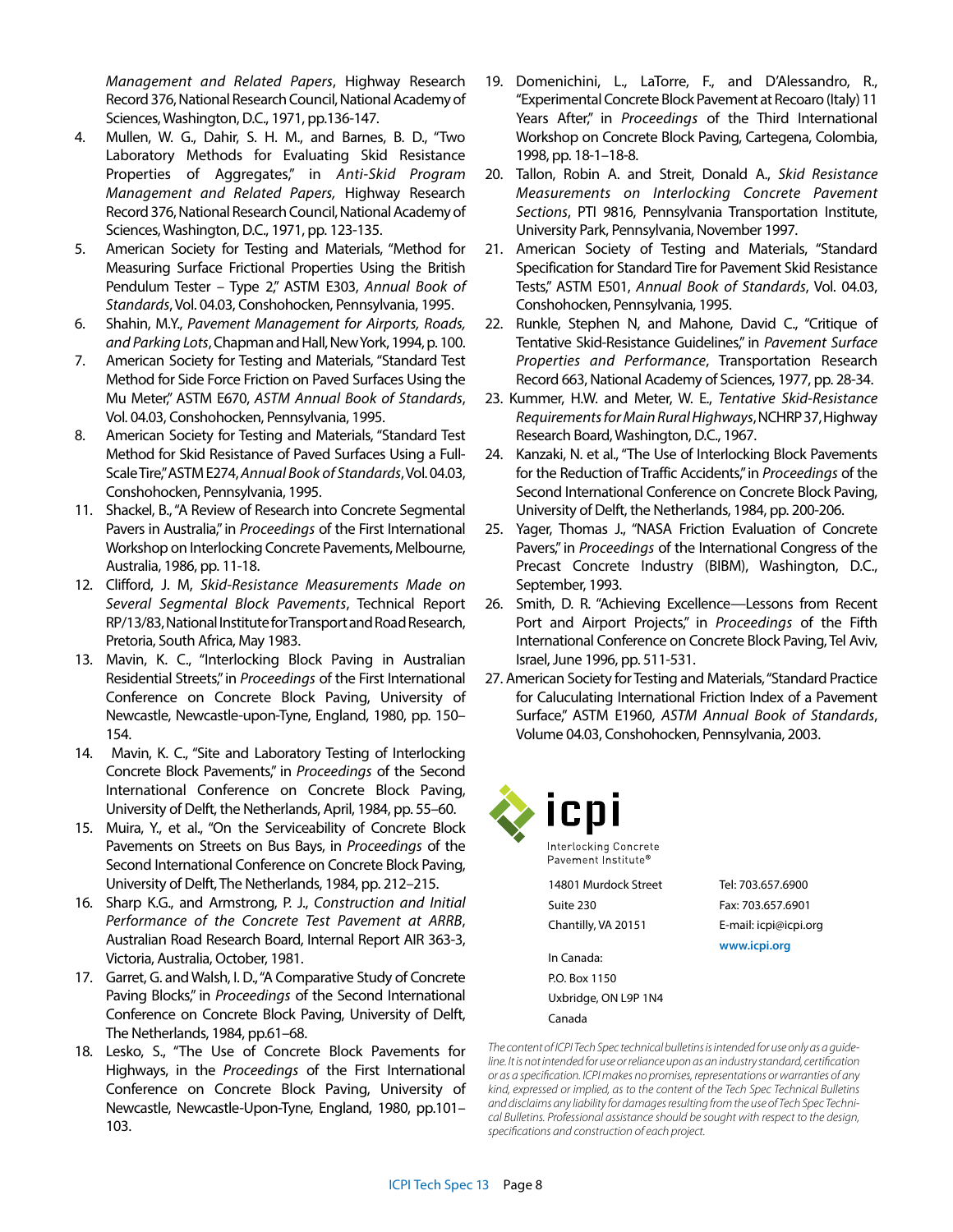*Management and Related Papers*, Highway Research Record 376, National Research Council, National Academy of Sciences, Washington, D.C., 1971, pp.136-147.

4. Mullen, W. G., Dahir, S. H. M., and Barnes, B. D., "Two Laboratory Methods for Evaluating Skid Resistance Properties of Aggregates," in *Anti-Skid Program Management and Related Papers,* Highway Research Record 376, National Research Council, National Academy of Sciences, Washington, D.C., 1971, pp. 123-135.
5. American Society for Testing and Materials, "Method for Measuring Surface Frictional Properties Using the British Pendulum Tester – Type 2," ASTM E303, *Annual Book of Standards*, Vol. 04.03, Conshohocken, Pennsylvania, 1995.
6. Shahin, M.Y., *Pavement Management for Airports, Roads, and Parking Lots*, Chapman and Hall, New York, 1994, p. 100.
7. American Society for Testing and Materials, "Standard Test Method for Side Force Friction on Paved Surfaces Using the Mu Meter," ASTM E670, *ASTM Annual Book of Standards*, Vol. 04.03, Conshohocken, Pennsylvania, 1995.
8. American Society for Testing and Materials, "Standard Test Method for Skid Resistance of Paved Surfaces Using a Full-Scale Tire," ASTM E274, *Annual Book of Standards*, Vol. 04.03, Conshohocken, Pennsylvania, 1995.
11. Shackel, B., "A Review of Research into Concrete Segmental Pavers in Australia," in *Proceedings* of the First International Workshop on Interlocking Concrete Pavements, Melbourne, Australia, 1986, pp. 11-18.
12. Clifford, J. M, *Skid-Resistance Measurements Made on Several Segmental Block Pavements*, Technical Report RP/13/83, National Institute for Transport and Road Research, Pretoria, South Africa, May 1983.
13. Mavin, K. C., "Interlocking Block Paving in Australian Residential Streets," in *Proceedings* of the First International Conference on Concrete Block Paving, University of Newcastle, Newcastle-upon-Tyne, England, 1980, pp. 150–154.
14. Mavin, K. C., "Site and Laboratory Testing of Interlocking Concrete Block Pavements," in *Proceedings* of the Second International Conference on Concrete Block Paving, University of Delft, the Netherlands, April, 1984, pp. 55–60.
15. Muira, Y., et al., "On the Serviceability of Concrete Block Pavements on Streets on Bus Bays, in *Proceedings* of the Second International Conference on Concrete Block Paving, University of Delft, The Netherlands, 1984, pp. 212–215.
16. Sharp K.G., and Armstrong, P. J., *Construction and Initial Performance of the Concrete Test Pavement at ARRB*, Australian Road Research Board, Internal Report AIR 363-3, Victoria, Australia, October, 1981.
17. Garret, G. and Walsh, I. D., "A Comparative Study of Concrete Paving Blocks," in *Proceedings* of the Second International Conference on Concrete Block Paving, University of Delft, The Netherlands, 1984, pp.61–68.
18. Lesko, S., "The Use of Concrete Block Pavements for Highways, in the *Proceedings* of the First International Conference on Concrete Block Paving, University of Newcastle, Newcastle-Upon-Tyne, England, 1980, pp.101–103.
19. Domenichini, L., LaTorre, F., and D'Alessandro, R., "Experimental Concrete Block Pavement at Recoaro (Italy) 11 Years After," in *Proceedings* of the Third International Workshop on Concrete Block Paving, Cartegena, Colombia, 1998, pp. 18-1–18-8.
20. Tallon, Robin A. and Streit, Donald A., *Skid Resistance Measurements on Interlocking Concrete Pavement Sections*, PTI 9816, Pennsylvania Transportation Institute, University Park, Pennsylvania, November 1997.
21. American Society of Testing and Materials, "Standard Specification for Standard Tire for Pavement Skid Resistance Tests," ASTM E501, *Annual Book of Standards*, Vol. 04.03, Conshohocken, Pennsylvania, 1995.
22. Runkle, Stephen N, and Mahone, David C., "Critique of Tentative Skid-Resistance Guidelines," in *Pavement Surface Properties and Performance*, Transportation Research Record 663, National Academy of Sciences, 1977, pp. 28-34.
23. Kummer, H.W. and Meter, W. E., *Tentative Skid-Resistance Requirements for Main Rural Highways*, NCHRP 37, Highway Research Board, Washington, D.C., 1967.
24. Kanzaki, N. et al., "The Use of Interlocking Block Pavements for the Reduction of Traffic Accidents," in *Proceedings* of the Second International Conference on Concrete Block Paving, University of Delft, the Netherlands, 1984, pp. 200-206.
25. Yager, Thomas J., "NASA Friction Evaluation of Concrete Pavers," in *Proceedings* of the International Congress of the Precast Concrete Industry (BIBM), Washington, D.C., September, 1993.
26. Smith, D. R. "Achieving Excellence—Lessons from Recent Port and Airport Projects," in *Proceedings* of the Fifth International Conference on Concrete Block Paving, Tel Aviv, Israel, June 1996, pp. 511-531.
27. American Society for Testing and Materials, "Standard Practice for Calculating International Friction Index of a Pavement Surface," ASTM E1960, *ASTM Annual Book of Standards*, Volume 04.03, Conshohocken, Pennsylvania, 2003.

**icpi**
Interlocking Concrete Pavement Institute®

14801 Murdock Street
Suite 230
Chantilly, VA 20151

In Canada:
P.O. Box 1150
Uxbridge, ON L9P 1N4
Canada

Tel: 703.657.6900
Fax: 703.657.6901
E-mail: icpi@icpi.org
www.icpi.org

*The content of ICPI Tech Spec technical bulletins is intended for use only as a guideline. It is not intended for use or reliance upon as an industry standard, certification or as a specification. ICPI makes no promises, representations or warranties of any kind, expressed or implied, as to the content of the Tech Spec Technical Bulletins and disclaims any liability for damages resulting from the use of Tech Spec Technical Bulletins. Professional assistance should be sought with respect to the design, specifications and construction of each project.*